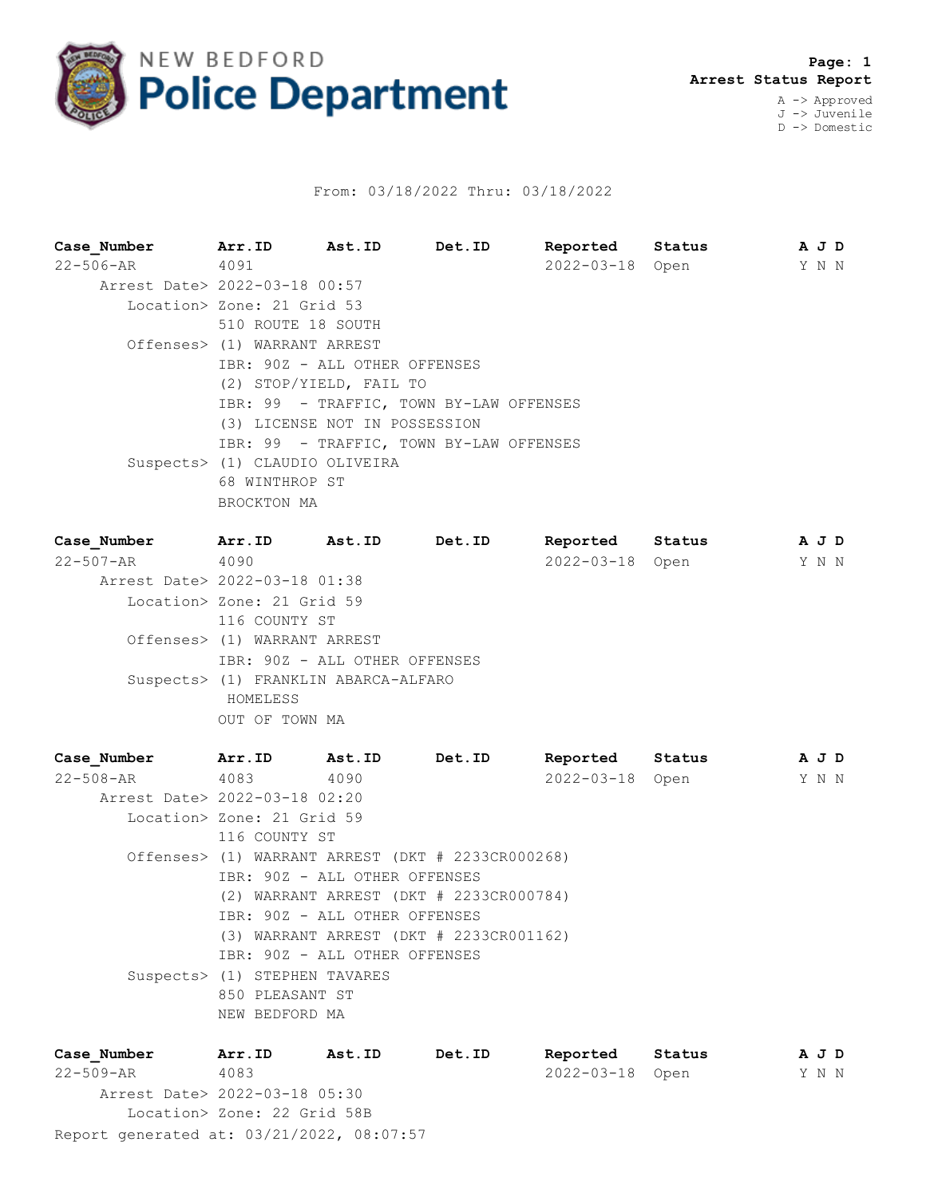**NEW BEDFORD Police Department**

**Arrest Status Report**

A -> Approved
J -> Juvenile
D -> Domestic

From: 03/18/2022 Thru: 03/18/2022

| Case_Number | Arr.ID | Ast.ID | Det.ID | Reported | Status | A | J | D |
|---|---|---|---|---|---|---|---|---|
| 22-506-AR | 4091 | | | 2022-03-18 | Open | Y | N | N |

Arrest Date> 2022-03-18 00:57
Location> Zone: 21 Grid 53
510 ROUTE 18 SOUTH
Offenses> (1) WARRANT ARREST
IBR: 90Z - ALL OTHER OFFENSES
(2) STOP/YIELD, FAIL TO
IBR: 99 - TRAFFIC, TOWN BY-LAW OFFENSES
(3) LICENSE NOT IN POSSESSION
IBR: 99 - TRAFFIC, TOWN BY-LAW OFFENSES
Suspects> (1) CLAUDIO OLIVEIRA
68 WINTHROP ST
BROCKTON MA

| Case_Number | Arr.ID | Ast.ID | Det.ID | Reported | Status | A | J | D |
|---|---|---|---|---|---|---|---|---|
| 22-507-AR | 4090 | | | 2022-03-18 | Open | Y | N | N |

Arrest Date> 2022-03-18 01:38
Location> Zone: 21 Grid 59
116 COUNTY ST
Offenses> (1) WARRANT ARREST
IBR: 90Z - ALL OTHER OFFENSES
Suspects> (1) FRANKLIN ABARCA-ALFARO
HOMELESS
OUT OF TOWN MA

| Case_Number | Arr.ID | Ast.ID | Det.ID | Reported | Status | A | J | D |
|---|---|---|---|---|---|---|---|---|
| 22-508-AR | 4083 | 4090 | | 2022-03-18 | Open | Y | N | N |

Arrest Date> 2022-03-18 02:20
Location> Zone: 21 Grid 59
116 COUNTY ST
Offenses> (1) WARRANT ARREST (DKT # 2233CR000268)
IBR: 90Z - ALL OTHER OFFENSES
(2) WARRANT ARREST (DKT # 2233CR000784)
IBR: 90Z - ALL OTHER OFFENSES
(3) WARRANT ARREST (DKT # 2233CR001162)
IBR: 90Z - ALL OTHER OFFENSES
Suspects> (1) STEPHEN TAVARES
850 PLEASANT ST
NEW BEDFORD MA

| Case_Number | Arr.ID | Ast.ID | Det.ID | Reported | Status | A | J | D |
|---|---|---|---|---|---|---|---|---|
| 22-509-AR | 4083 | | | 2022-03-18 | Open | Y | N | N |

Arrest Date> 2022-03-18 05:30
Location> Zone: 22 Grid 58B

Report generated at: 03/21/2022, 08:07:57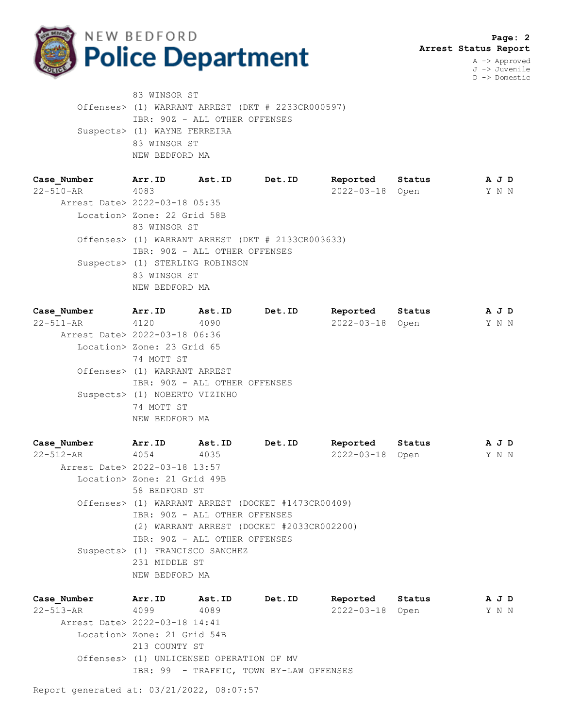83 WINSOR ST
Offenses> (1) WARRANT ARREST (DKT # 2233CR000597)
IBR: 90Z - ALL OTHER OFFENSES
Suspects> (1) WAYNE FERREIRA
83 WINSOR ST
NEW BEDFORD MA

| Case_Number | Arr.ID | Ast.ID | Det.ID | Reported | Status | A | J | D |
|---|---|---|---|---|---|---|---|---|
| 22-510-AR | 4083 | | | 2022-03-18 | Open | Y | N | N |

Arrest Date> 2022-03-18 05:35
Location> Zone: 22 Grid 58B
83 WINSOR ST
Offenses> (1) WARRANT ARREST (DKT # 2133CR003633)
IBR: 90Z - ALL OTHER OFFENSES
Suspects> (1) STERLING ROBINSON
83 WINSOR ST
NEW BEDFORD MA

| Case_Number | Arr.ID | Ast.ID | Det.ID | Reported | Status | A | J | D |
|---|---|---|---|---|---|---|---|---|
| 22-511-AR | 4120 | 4090 | | 2022-03-18 | Open | Y | N | N |

Arrest Date> 2022-03-18 06:36
Location> Zone: 23 Grid 65
74 MOTT ST
Offenses> (1) WARRANT ARREST
IBR: 90Z - ALL OTHER OFFENSES
Suspects> (1) NOBERTO VIZINHO
74 MOTT ST
NEW BEDFORD MA

| Case_Number | Arr.ID | Ast.ID | Det.ID | Reported | Status | A | J | D |
|---|---|---|---|---|---|---|---|---|
| 22-512-AR | 4054 | 4035 | | 2022-03-18 | Open | Y | N | N |

Arrest Date> 2022-03-18 13:57
Location> Zone: 21 Grid 49B
58 BEDFORD ST
Offenses> (1) WARRANT ARREST (DOCKET #1473CR00409)
IBR: 90Z - ALL OTHER OFFENSES
(2) WARRANT ARREST (DOCKET #2033CR002200)
IBR: 90Z - ALL OTHER OFFENSES
Suspects> (1) FRANCISCO SANCHEZ
231 MIDDLE ST
NEW BEDFORD MA

| Case_Number | Arr.ID | Ast.ID | Det.ID | Reported | Status | A | J | D |
|---|---|---|---|---|---|---|---|---|
| 22-513-AR | 4099 | 4089 | | 2022-03-18 | Open | Y | N | N |

Arrest Date> 2022-03-18 14:41
Location> Zone: 21 Grid 54B
213 COUNTY ST
Offenses> (1) UNLICENSED OPERATION OF MV
IBR: 99 - TRAFFIC, TOWN BY-LAW OFFENSES

Report generated at: 03/21/2022, 08:07:57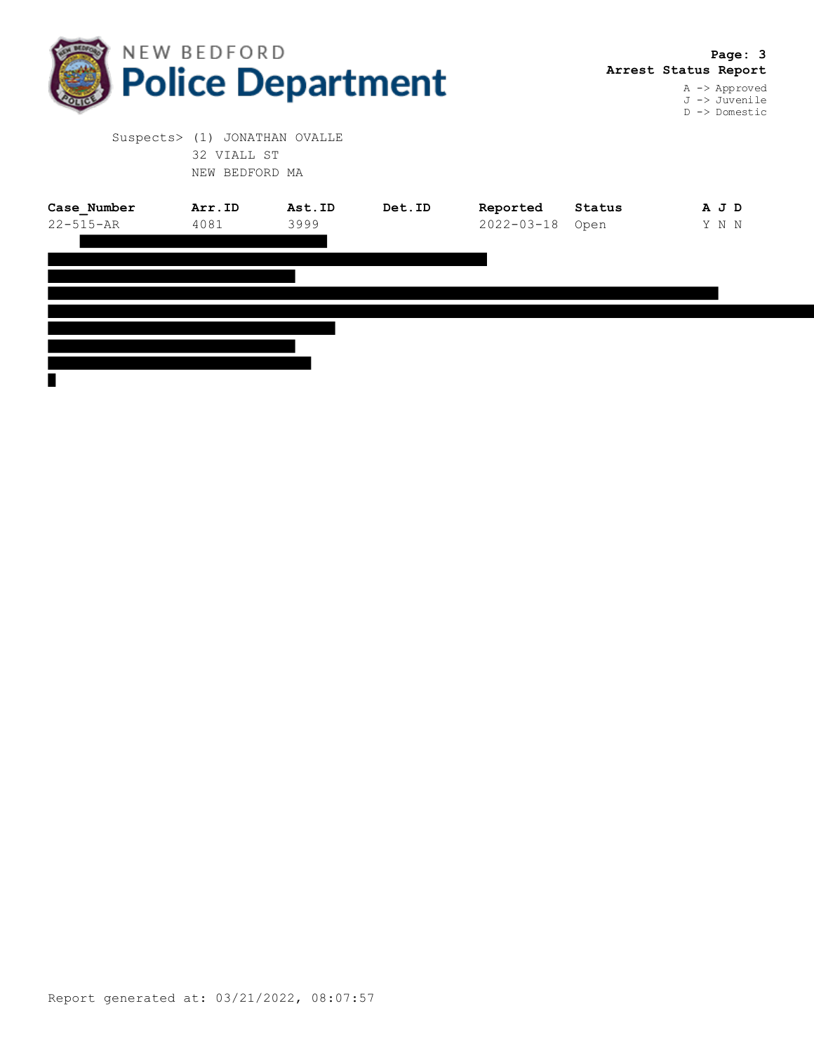**Arrest Status Report**

A -> Approved
J -> Juvenile
D -> Domestic

Suspects> (1) JONATHAN OVALLE
32 VIALL ST
NEW BEDFORD MA

| Case_Number | Arr.ID | Ast.ID | Det.ID | Reported | Status | A | J | D |
|---|---|---|---|---|---|---|---|---|
| 22-515-AR | 4081 | 3999 | | 2022-03-18 | Open | Y | N | N |

Report generated at: 03/21/2022, 08:07:57